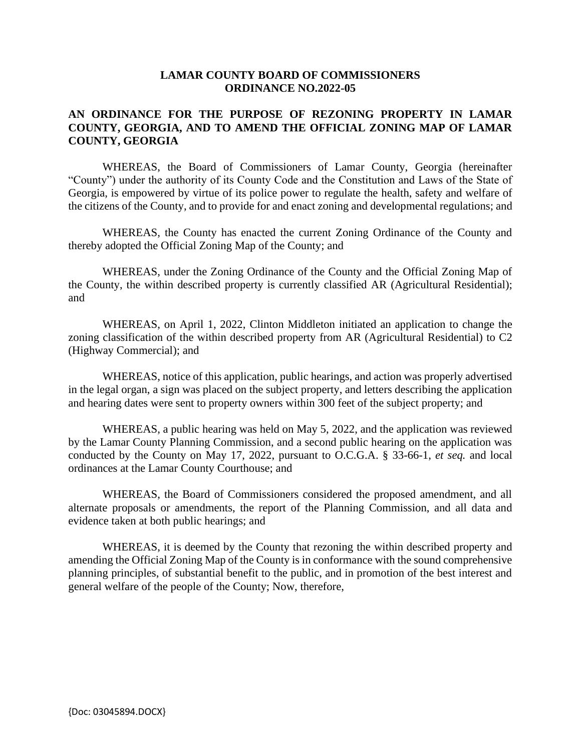**LAMAR COUNTY BOARD OF COMMISSIONERS**
**ORDINANCE NO.2022-05**

**AN ORDINANCE FOR THE PURPOSE OF REZONING PROPERTY IN LAMAR COUNTY, GEORGIA, AND TO AMEND THE OFFICIAL ZONING MAP OF LAMAR COUNTY, GEORGIA**

WHEREAS, the Board of Commissioners of Lamar County, Georgia (hereinafter "County") under the authority of its County Code and the Constitution and Laws of the State of Georgia, is empowered by virtue of its police power to regulate the health, safety and welfare of the citizens of the County, and to provide for and enact zoning and developmental regulations; and

WHEREAS, the County has enacted the current Zoning Ordinance of the County and thereby adopted the Official Zoning Map of the County; and

WHEREAS, under the Zoning Ordinance of the County and the Official Zoning Map of the County, the within described property is currently classified AR (Agricultural Residential); and

WHEREAS, on April 1, 2022, Clinton Middleton initiated an application to change the zoning classification of the within described property from AR (Agricultural Residential) to C2 (Highway Commercial); and

WHEREAS, notice of this application, public hearings, and action was properly advertised in the legal organ, a sign was placed on the subject property, and letters describing the application and hearing dates were sent to property owners within 300 feet of the subject property; and

WHEREAS, a public hearing was held on May 5, 2022, and the application was reviewed by the Lamar County Planning Commission, and a second public hearing on the application was conducted by the County on May 17, 2022, pursuant to O.C.G.A. § 33-66-1, *et seq.* and local ordinances at the Lamar County Courthouse; and

WHEREAS, the Board of Commissioners considered the proposed amendment, and all alternate proposals or amendments, the report of the Planning Commission, and all data and evidence taken at both public hearings; and

WHEREAS, it is deemed by the County that rezoning the within described property and amending the Official Zoning Map of the County is in conformance with the sound comprehensive planning principles, of substantial benefit to the public, and in promotion of the best interest and general welfare of the people of the County; Now, therefore,

{Doc: 03045894.DOCX}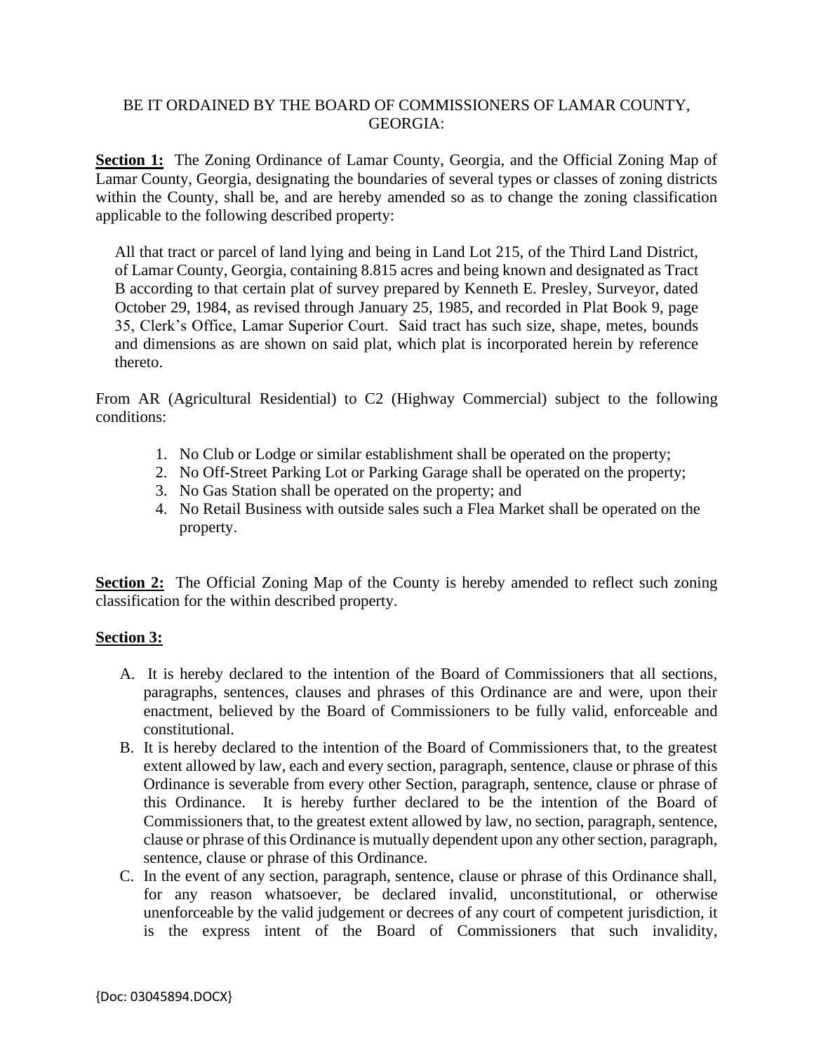BE IT ORDAINED BY THE BOARD OF COMMISSIONERS OF LAMAR COUNTY, GEORGIA:

**Section 1:** The Zoning Ordinance of Lamar County, Georgia, and the Official Zoning Map of Lamar County, Georgia, designating the boundaries of several types or classes of zoning districts within the County, shall be, and are hereby amended so as to change the zoning classification applicable to the following described property:

> All that tract or parcel of land lying and being in Land Lot 215, of the Third Land District, of Lamar County, Georgia, containing 8.815 acres and being known and designated as Tract B according to that certain plat of survey prepared by Kenneth E. Presley, Surveyor, dated October 29, 1984, as revised through January 25, 1985, and recorded in Plat Book 9, page 35, Clerk's Office, Lamar Superior Court. Said tract has such size, shape, metes, bounds and dimensions as are shown on said plat, which plat is incorporated herein by reference thereto.

From AR (Agricultural Residential) to C2 (Highway Commercial) subject to the following conditions:

1. No Club or Lodge or similar establishment shall be operated on the property;
2. No Off-Street Parking Lot or Parking Garage shall be operated on the property;
3. No Gas Station shall be operated on the property; and
4. No Retail Business with outside sales such a Flea Market shall be operated on the property.

**Section 2:** The Official Zoning Map of the County is hereby amended to reflect such zoning classification for the within described property.

**Section 3:**

A. It is hereby declared to the intention of the Board of Commissioners that all sections, paragraphs, sentences, clauses and phrases of this Ordinance are and were, upon their enactment, believed by the Board of Commissioners to be fully valid, enforceable and constitutional.

B. It is hereby declared to the intention of the Board of Commissioners that, to the greatest extent allowed by law, each and every section, paragraph, sentence, clause or phrase of this Ordinance is severable from every other Section, paragraph, sentence, clause or phrase of this Ordinance. It is hereby further declared to be the intention of the Board of Commissioners that, to the greatest extent allowed by law, no section, paragraph, sentence, clause or phrase of this Ordinance is mutually dependent upon any other section, paragraph, sentence, clause or phrase of this Ordinance.

C. In the event of any section, paragraph, sentence, clause or phrase of this Ordinance shall, for any reason whatsoever, be declared invalid, unconstitutional, or otherwise unenforceable by the valid judgement or decrees of any court of competent jurisdiction, it is the express intent of the Board of Commissioners that such invalidity,

{Doc: 03045894.DOCX}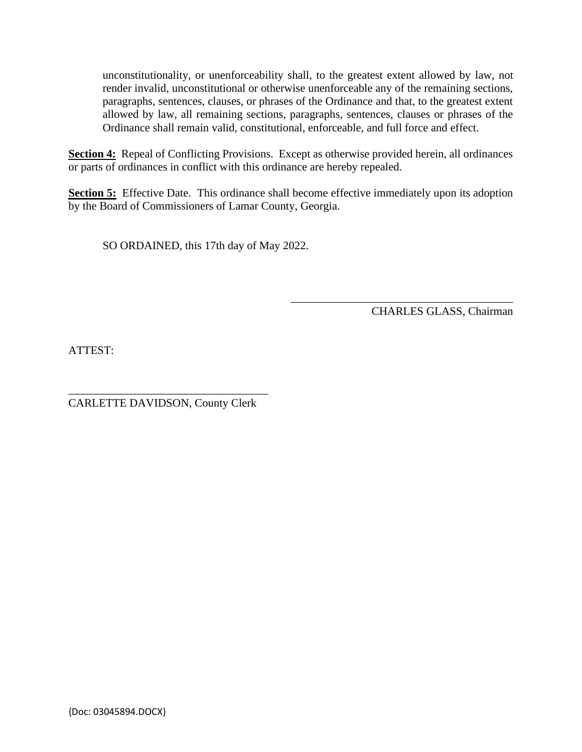unconstitutionality, or unenforceability shall, to the greatest extent allowed by law, not render invalid, unconstitutional or otherwise unenforceable any of the remaining sections, paragraphs, sentences, clauses, or phrases of the Ordinance and that, to the greatest extent allowed by law, all remaining sections, paragraphs, sentences, clauses or phrases of the Ordinance shall remain valid, constitutional, enforceable, and full force and effect.

**Section 4:** Repeal of Conflicting Provisions. Except as otherwise provided herein, all ordinances or parts of ordinances in conflict with this ordinance are hereby repealed.

**Section 5:** Effective Date. This ordinance shall become effective immediately upon its adoption by the Board of Commissioners of Lamar County, Georgia.

SO ORDAINED, this 17th day of May 2022.

\_\_\_\_\_\_\_\_\_\_\_\_\_\_\_\_\_\_\_\_\_\_\_\_\_\_\_\_\_\_\_\_\_\_\_\_\_\_\_\_

CHARLES GLASS, Chairman

ATTEST:

\_\_\_\_\_\_\_\_\_\_\_\_\_\_\_\_\_\_\_\_\_\_\_\_\_\_\_\_\_\_\_\_\_\_\_\_

CARLETTE DAVIDSON, County Clerk